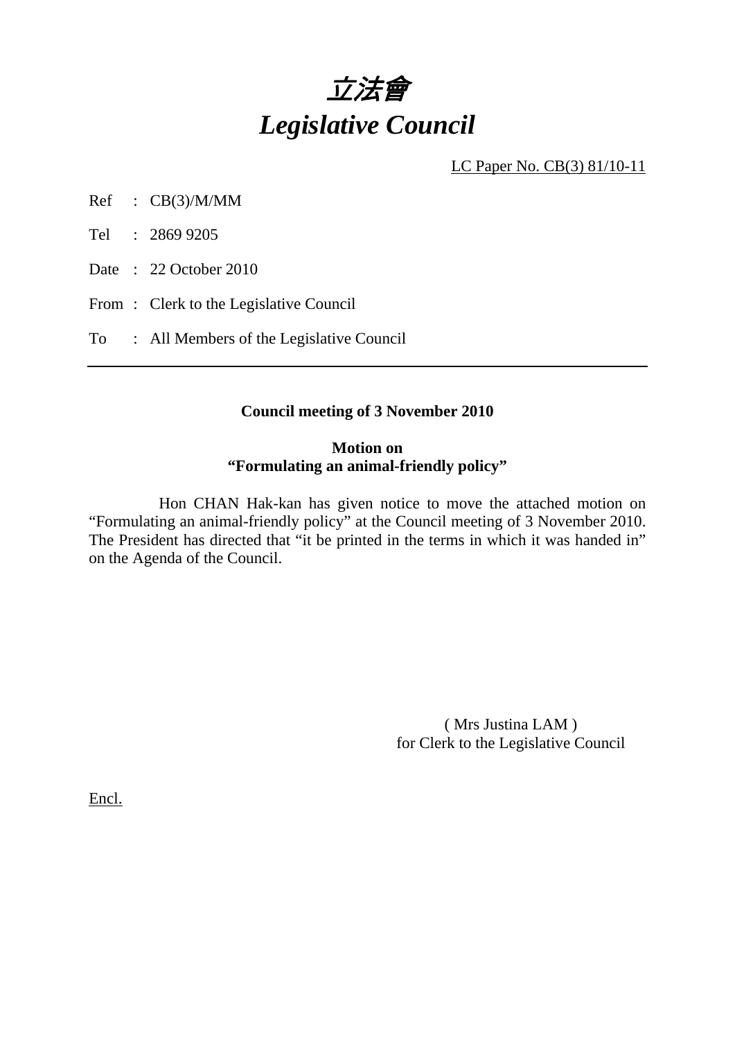# *立法會*
# *Legislative Council*

LC Paper No. CB(3) 81/10-11

Ref : CB(3)/M/MM

Tel : 2869 9205

Date : 22 October 2010

From : Clerk to the Legislative Council

To : All Members of the Legislative Council

---

**Council meeting of 3 November 2010**

**Motion on**
**"Formulating an animal-friendly policy"**

Hon CHAN Hak-kan has given notice to move the attached motion on "Formulating an animal-friendly policy" at the Council meeting of 3 November 2010. The President has directed that "it be printed in the terms in which it was handed in" on the Agenda of the Council.

( Mrs Justina LAM )
for Clerk to the Legislative Council

Encl.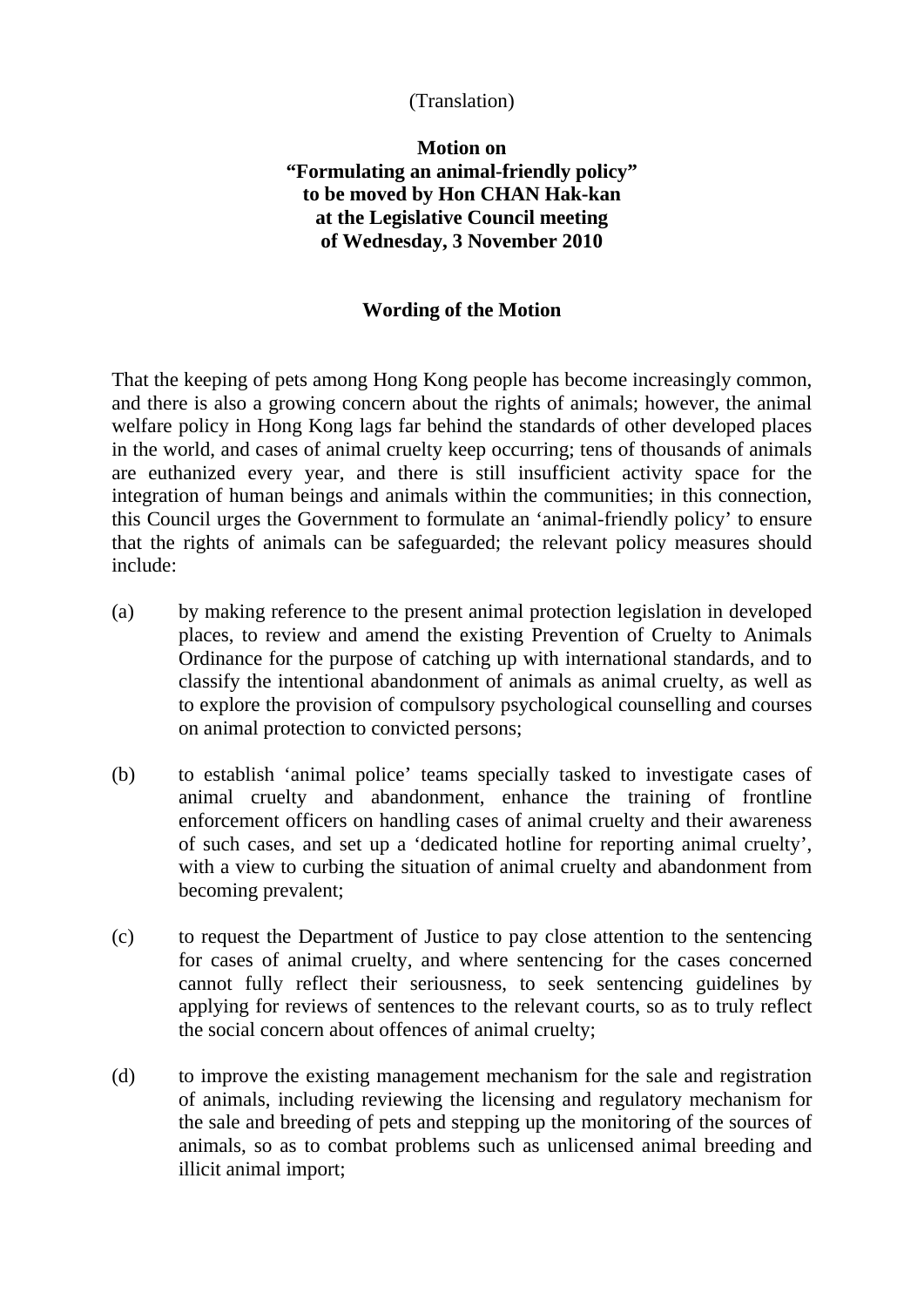(Translation)

**Motion on**
**"Formulating an animal-friendly policy"**
**to be moved by Hon CHAN Hak-kan**
**at the Legislative Council meeting**
**of Wednesday, 3 November 2010**

**Wording of the Motion**

That the keeping of pets among Hong Kong people has become increasingly common, and there is also a growing concern about the rights of animals; however, the animal welfare policy in Hong Kong lags far behind the standards of other developed places in the world, and cases of animal cruelty keep occurring; tens of thousands of animals are euthanized every year, and there is still insufficient activity space for the integration of human beings and animals within the communities; in this connection, this Council urges the Government to formulate an 'animal-friendly policy' to ensure that the rights of animals can be safeguarded; the relevant policy measures should include:

(a) by making reference to the present animal protection legislation in developed places, to review and amend the existing Prevention of Cruelty to Animals Ordinance for the purpose of catching up with international standards, and to classify the intentional abandonment of animals as animal cruelty, as well as to explore the provision of compulsory psychological counselling and courses on animal protection to convicted persons;

(b) to establish 'animal police' teams specially tasked to investigate cases of animal cruelty and abandonment, enhance the training of frontline enforcement officers on handling cases of animal cruelty and their awareness of such cases, and set up a 'dedicated hotline for reporting animal cruelty', with a view to curbing the situation of animal cruelty and abandonment from becoming prevalent;

(c) to request the Department of Justice to pay close attention to the sentencing for cases of animal cruelty, and where sentencing for the cases concerned cannot fully reflect their seriousness, to seek sentencing guidelines by applying for reviews of sentences to the relevant courts, so as to truly reflect the social concern about offences of animal cruelty;

(d) to improve the existing management mechanism for the sale and registration of animals, including reviewing the licensing and regulatory mechanism for the sale and breeding of pets and stepping up the monitoring of the sources of animals, so as to combat problems such as unlicensed animal breeding and illicit animal import;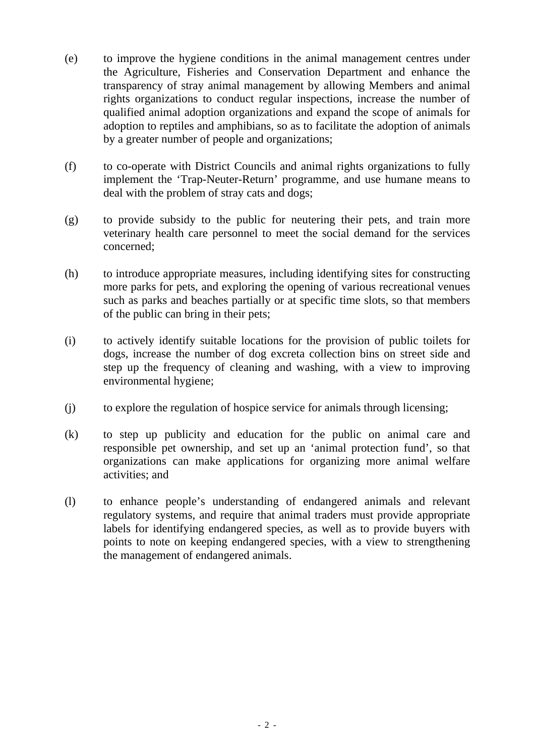(e) to improve the hygiene conditions in the animal management centres under the Agriculture, Fisheries and Conservation Department and enhance the transparency of stray animal management by allowing Members and animal rights organizations to conduct regular inspections, increase the number of qualified animal adoption organizations and expand the scope of animals for adoption to reptiles and amphibians, so as to facilitate the adoption of animals by a greater number of people and organizations;

(f) to co-operate with District Councils and animal rights organizations to fully implement the 'Trap-Neuter-Return' programme, and use humane means to deal with the problem of stray cats and dogs;

(g) to provide subsidy to the public for neutering their pets, and train more veterinary health care personnel to meet the social demand for the services concerned;

(h) to introduce appropriate measures, including identifying sites for constructing more parks for pets, and exploring the opening of various recreational venues such as parks and beaches partially or at specific time slots, so that members of the public can bring in their pets;

(i) to actively identify suitable locations for the provision of public toilets for dogs, increase the number of dog excreta collection bins on street side and step up the frequency of cleaning and washing, with a view to improving environmental hygiene;

(j) to explore the regulation of hospice service for animals through licensing;

(k) to step up publicity and education for the public on animal care and responsible pet ownership, and set up an 'animal protection fund', so that organizations can make applications for organizing more animal welfare activities; and

(l) to enhance people's understanding of endangered animals and relevant regulatory systems, and require that animal traders must provide appropriate labels for identifying endangered species, as well as to provide buyers with points to note on keeping endangered species, with a view to strengthening the management of endangered animals.